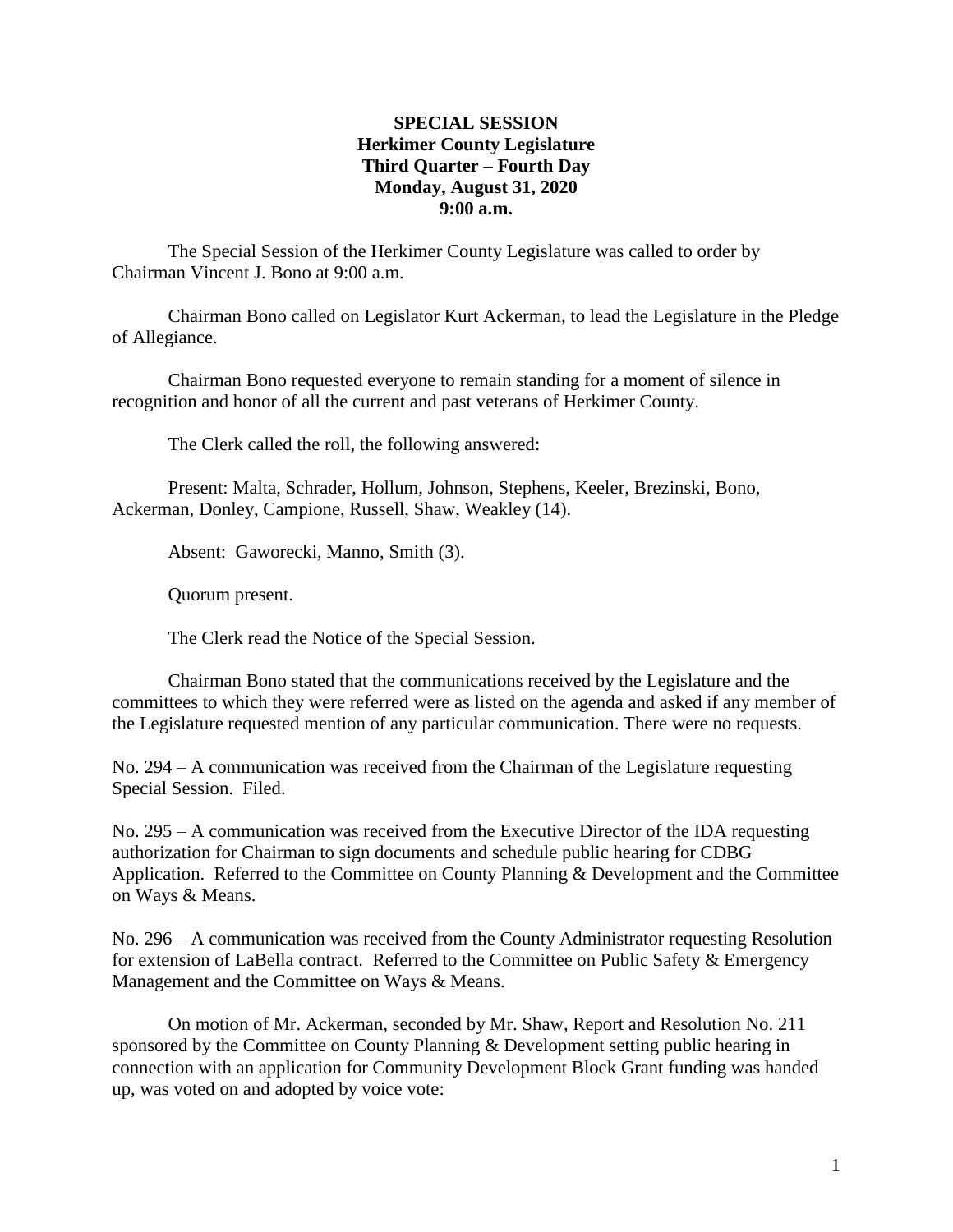**SPECIAL SESSION**
**Herkimer County Legislature**
**Third Quarter – Fourth Day**
**Monday, August 31, 2020**
**9:00 a.m.**

The Special Session of the Herkimer County Legislature was called to order by Chairman Vincent J. Bono at 9:00 a.m.

Chairman Bono called on Legislator Kurt Ackerman, to lead the Legislature in the Pledge of Allegiance.

Chairman Bono requested everyone to remain standing for a moment of silence in recognition and honor of all the current and past veterans of Herkimer County.

The Clerk called the roll, the following answered:

Present: Malta, Schrader, Hollum, Johnson, Stephens, Keeler, Brezinski, Bono, Ackerman, Donley, Campione, Russell, Shaw, Weakley (14).

Absent: Gaworecki, Manno, Smith (3).

Quorum present.

The Clerk read the Notice of the Special Session.

Chairman Bono stated that the communications received by the Legislature and the committees to which they were referred were as listed on the agenda and asked if any member of the Legislature requested mention of any particular communication. There were no requests.

No. 294 – A communication was received from the Chairman of the Legislature requesting Special Session. Filed.

No. 295 – A communication was received from the Executive Director of the IDA requesting authorization for Chairman to sign documents and schedule public hearing for CDBG Application. Referred to the Committee on County Planning & Development and the Committee on Ways & Means.

No. 296 – A communication was received from the County Administrator requesting Resolution for extension of LaBella contract. Referred to the Committee on Public Safety & Emergency Management and the Committee on Ways & Means.

On motion of Mr. Ackerman, seconded by Mr. Shaw, Report and Resolution No. 211 sponsored by the Committee on County Planning & Development setting public hearing in connection with an application for Community Development Block Grant funding was handed up, was voted on and adopted by voice vote: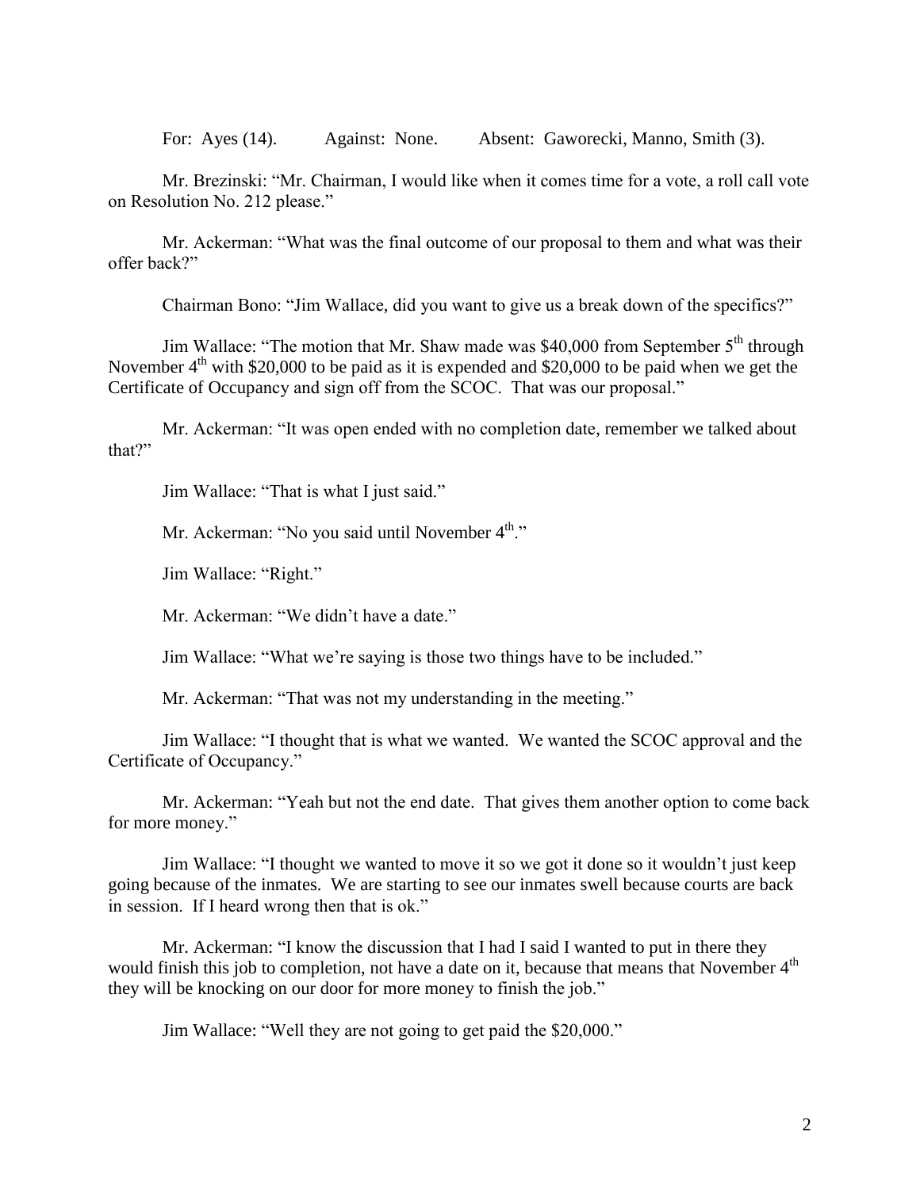For: Ayes (14). Against: None. Absent: Gaworecki, Manno, Smith (3).

Mr. Brezinski: "Mr. Chairman, I would like when it comes time for a vote, a roll call vote on Resolution No. 212 please."

Mr. Ackerman: "What was the final outcome of our proposal to them and what was their offer back?"

Chairman Bono: "Jim Wallace, did you want to give us a break down of the specifics?"

Jim Wallace: "The motion that Mr. Shaw made was $40,000 from September 5th through November 4th with $20,000 to be paid as it is expended and $20,000 to be paid when we get the Certificate of Occupancy and sign off from the SCOC. That was our proposal."

Mr. Ackerman: "It was open ended with no completion date, remember we talked about that?"

Jim Wallace: "That is what I just said."

Mr. Ackerman: "No you said until November 4th."

Jim Wallace: "Right."

Mr. Ackerman: "We didn't have a date."

Jim Wallace: "What we're saying is those two things have to be included."

Mr. Ackerman: "That was not my understanding in the meeting."

Jim Wallace: "I thought that is what we wanted. We wanted the SCOC approval and the Certificate of Occupancy."

Mr. Ackerman: "Yeah but not the end date. That gives them another option to come back for more money."

Jim Wallace: "I thought we wanted to move it so we got it done so it wouldn't just keep going because of the inmates. We are starting to see our inmates swell because courts are back in session. If I heard wrong then that is ok."

Mr. Ackerman: "I know the discussion that I had I said I wanted to put in there they would finish this job to completion, not have a date on it, because that means that November 4th they will be knocking on our door for more money to finish the job."

Jim Wallace: "Well they are not going to get paid the $20,000."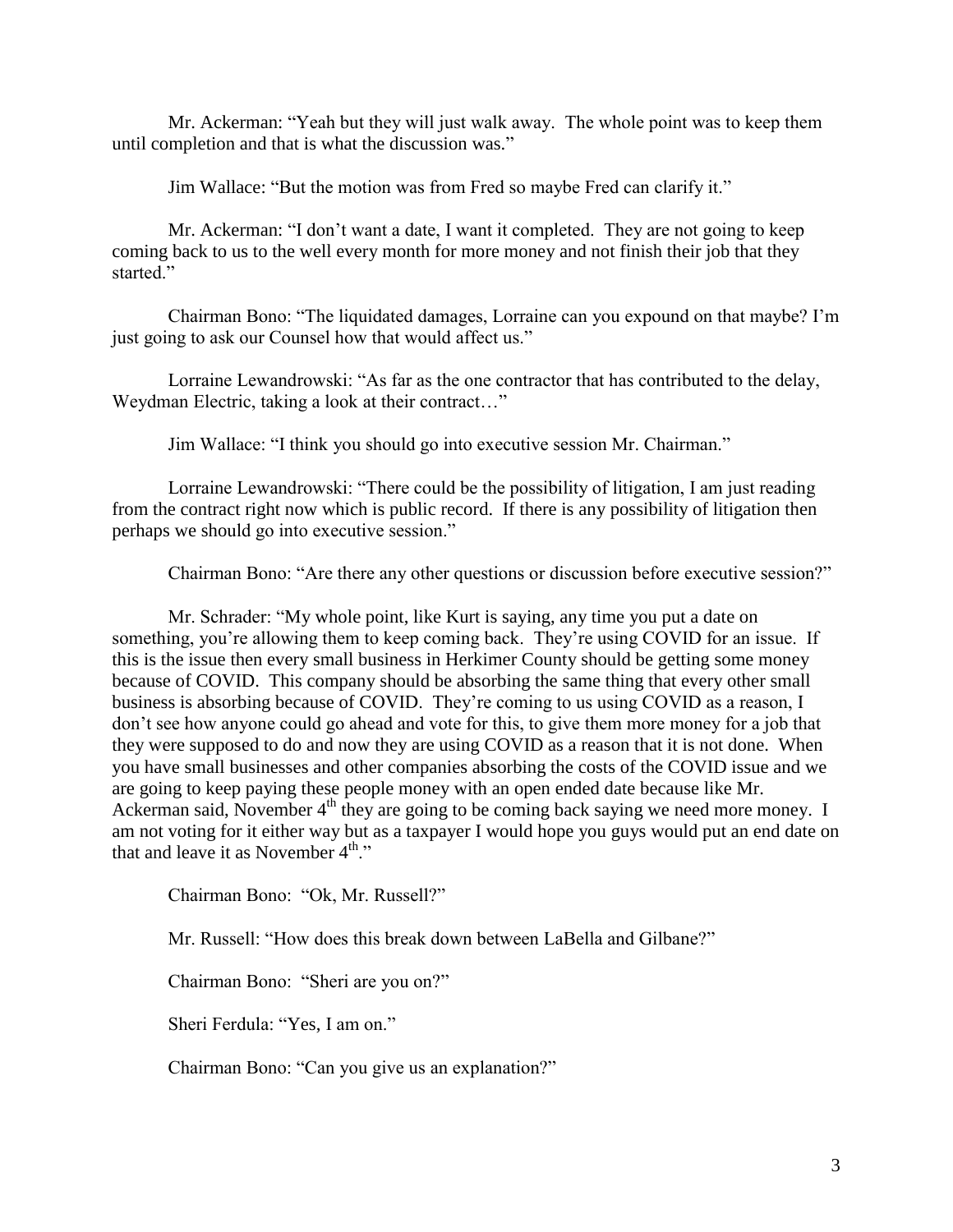Mr. Ackerman: "Yeah but they will just walk away. The whole point was to keep them until completion and that is what the discussion was."

Jim Wallace: "But the motion was from Fred so maybe Fred can clarify it."

Mr. Ackerman: "I don't want a date, I want it completed. They are not going to keep coming back to us to the well every month for more money and not finish their job that they started."

Chairman Bono: "The liquidated damages, Lorraine can you expound on that maybe? I'm just going to ask our Counsel how that would affect us."

Lorraine Lewandrowski: "As far as the one contractor that has contributed to the delay, Weydman Electric, taking a look at their contract…"

Jim Wallace: "I think you should go into executive session Mr. Chairman."

Lorraine Lewandrowski: "There could be the possibility of litigation, I am just reading from the contract right now which is public record. If there is any possibility of litigation then perhaps we should go into executive session."

Chairman Bono: "Are there any other questions or discussion before executive session?"

Mr. Schrader: "My whole point, like Kurt is saying, any time you put a date on something, you're allowing them to keep coming back. They're using COVID for an issue. If this is the issue then every small business in Herkimer County should be getting some money because of COVID. This company should be absorbing the same thing that every other small business is absorbing because of COVID. They're coming to us using COVID as a reason, I don't see how anyone could go ahead and vote for this, to give them more money for a job that they were supposed to do and now they are using COVID as a reason that it is not done. When you have small businesses and other companies absorbing the costs of the COVID issue and we are going to keep paying these people money with an open ended date because like Mr. Ackerman said, November 4th they are going to be coming back saying we need more money. I am not voting for it either way but as a taxpayer I would hope you guys would put an end date on that and leave it as November 4th."

Chairman Bono: "Ok, Mr. Russell?"

Mr. Russell: "How does this break down between LaBella and Gilbane?"

Chairman Bono: "Sheri are you on?"

Sheri Ferdula: "Yes, I am on."

Chairman Bono: "Can you give us an explanation?"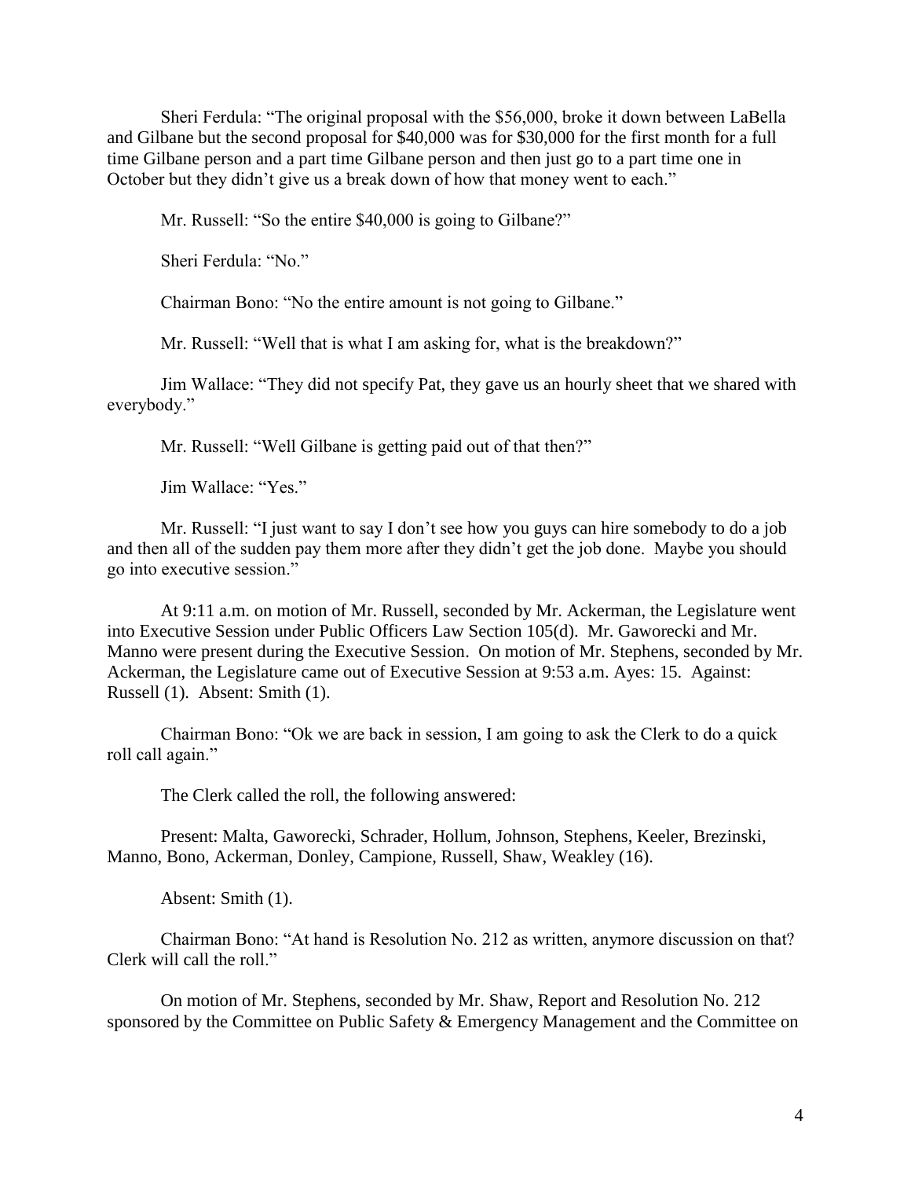Sheri Ferdula: "The original proposal with the $56,000, broke it down between LaBella and Gilbane but the second proposal for $40,000 was for $30,000 for the first month for a full time Gilbane person and a part time Gilbane person and then just go to a part time one in October but they didn't give us a break down of how that money went to each."

Mr. Russell: "So the entire $40,000 is going to Gilbane?"

Sheri Ferdula: "No."

Chairman Bono: "No the entire amount is not going to Gilbane."

Mr. Russell: "Well that is what I am asking for, what is the breakdown?"

Jim Wallace: "They did not specify Pat, they gave us an hourly sheet that we shared with everybody."

Mr. Russell: "Well Gilbane is getting paid out of that then?"

Jim Wallace: "Yes."

Mr. Russell: "I just want to say I don't see how you guys can hire somebody to do a job and then all of the sudden pay them more after they didn't get the job done. Maybe you should go into executive session."

At 9:11 a.m. on motion of Mr. Russell, seconded by Mr. Ackerman, the Legislature went into Executive Session under Public Officers Law Section 105(d). Mr. Gaworecki and Mr. Manno were present during the Executive Session. On motion of Mr. Stephens, seconded by Mr. Ackerman, the Legislature came out of Executive Session at 9:53 a.m. Ayes: 15. Against: Russell (1). Absent: Smith (1).

Chairman Bono: "Ok we are back in session, I am going to ask the Clerk to do a quick roll call again."

The Clerk called the roll, the following answered:

Present: Malta, Gaworecki, Schrader, Hollum, Johnson, Stephens, Keeler, Brezinski, Manno, Bono, Ackerman, Donley, Campione, Russell, Shaw, Weakley (16).

Absent: Smith (1).

Chairman Bono: "At hand is Resolution No. 212 as written, anymore discussion on that? Clerk will call the roll."

On motion of Mr. Stephens, seconded by Mr. Shaw, Report and Resolution No. 212 sponsored by the Committee on Public Safety & Emergency Management and the Committee on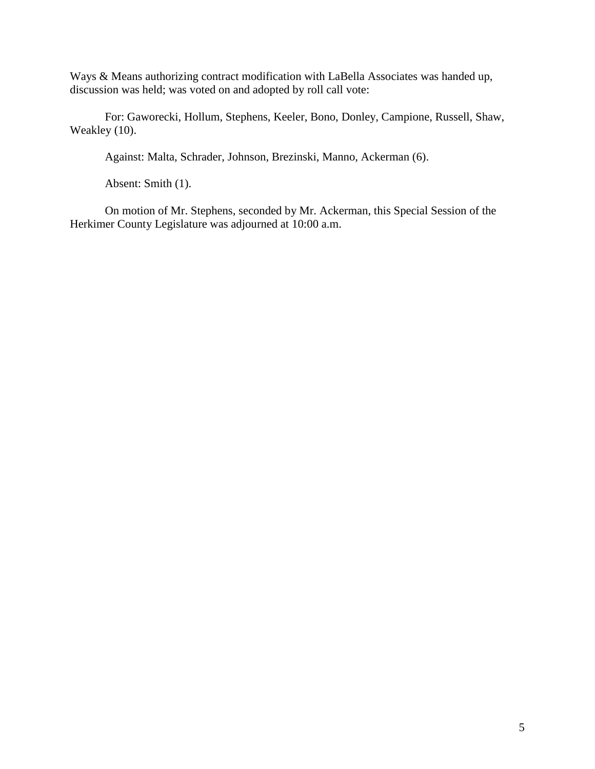Ways & Means authorizing contract modification with LaBella Associates was handed up, discussion was held; was voted on and adopted by roll call vote:

For: Gaworecki, Hollum, Stephens, Keeler, Bono, Donley, Campione, Russell, Shaw, Weakley (10).

Against: Malta, Schrader, Johnson, Brezinski, Manno, Ackerman (6).

Absent: Smith (1).

On motion of Mr. Stephens, seconded by Mr. Ackerman, this Special Session of the Herkimer County Legislature was adjourned at 10:00 a.m.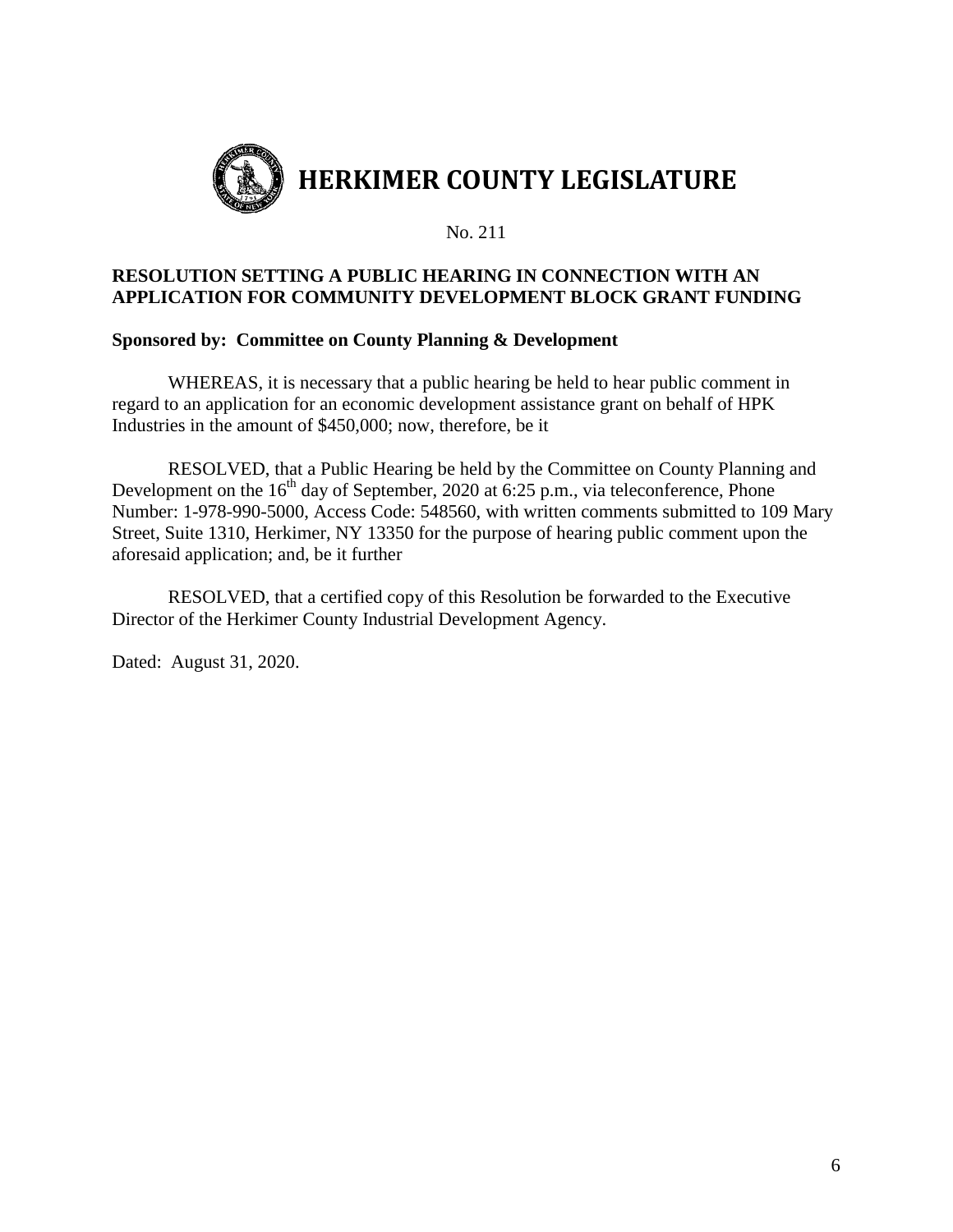# HERKIMER COUNTY LEGISLATURE

No. 211

**RESOLUTION SETTING A PUBLIC HEARING IN CONNECTION WITH AN APPLICATION FOR COMMUNITY DEVELOPMENT BLOCK GRANT FUNDING**

**Sponsored by: Committee on County Planning & Development**

WHEREAS, it is necessary that a public hearing be held to hear public comment in regard to an application for an economic development assistance grant on behalf of HPK Industries in the amount of $450,000; now, therefore, be it

RESOLVED, that a Public Hearing be held by the Committee on County Planning and Development on the 16th day of September, 2020 at 6:25 p.m., via teleconference, Phone Number: 1-978-990-5000, Access Code: 548560, with written comments submitted to 109 Mary Street, Suite 1310, Herkimer, NY 13350 for the purpose of hearing public comment upon the aforesaid application; and, be it further

RESOLVED, that a certified copy of this Resolution be forwarded to the Executive Director of the Herkimer County Industrial Development Agency.

Dated: August 31, 2020.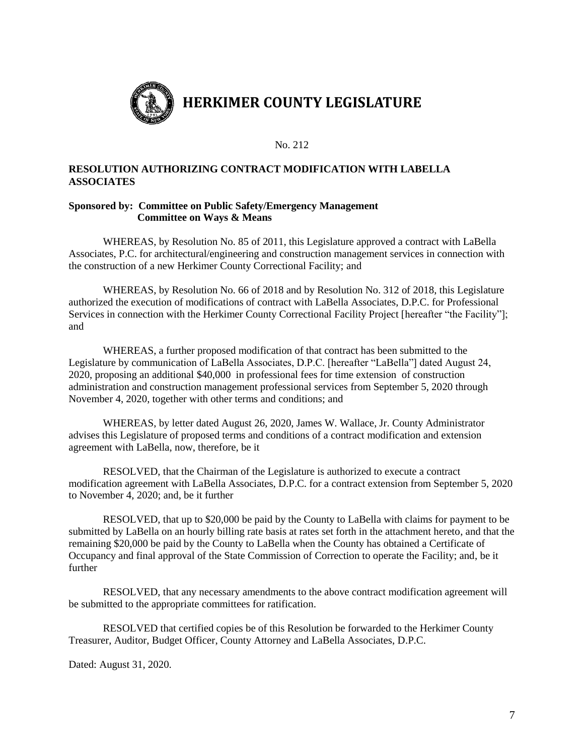# HERKIMER COUNTY LEGISLATURE

No. 212

**RESOLUTION AUTHORIZING CONTRACT MODIFICATION WITH LABELLA ASSOCIATES**

**Sponsored by: Committee on Public Safety/Emergency Management**
**Committee on Ways & Means**

WHEREAS, by Resolution No. 85 of 2011, this Legislature approved a contract with LaBella Associates, P.C. for architectural/engineering and construction management services in connection with the construction of a new Herkimer County Correctional Facility; and

WHEREAS, by Resolution No. 66 of 2018 and by Resolution No. 312 of 2018, this Legislature authorized the execution of modifications of contract with LaBella Associates, D.P.C. for Professional Services in connection with the Herkimer County Correctional Facility Project [hereafter "the Facility"]; and

WHEREAS, a further proposed modification of that contract has been submitted to the Legislature by communication of LaBella Associates, D.P.C. [hereafter "LaBella"] dated August 24, 2020, proposing an additional $40,000 in professional fees for time extension of construction administration and construction management professional services from September 5, 2020 through November 4, 2020, together with other terms and conditions; and

WHEREAS, by letter dated August 26, 2020, James W. Wallace, Jr. County Administrator advises this Legislature of proposed terms and conditions of a contract modification and extension agreement with LaBella, now, therefore, be it

RESOLVED, that the Chairman of the Legislature is authorized to execute a contract modification agreement with LaBella Associates, D.P.C. for a contract extension from September 5, 2020 to November 4, 2020; and, be it further

RESOLVED, that up to $20,000 be paid by the County to LaBella with claims for payment to be submitted by LaBella on an hourly billing rate basis at rates set forth in the attachment hereto, and that the remaining $20,000 be paid by the County to LaBella when the County has obtained a Certificate of Occupancy and final approval of the State Commission of Correction to operate the Facility; and, be it further

RESOLVED, that any necessary amendments to the above contract modification agreement will be submitted to the appropriate committees for ratification.

RESOLVED that certified copies be of this Resolution be forwarded to the Herkimer County Treasurer, Auditor, Budget Officer, County Attorney and LaBella Associates, D.P.C.

Dated: August 31, 2020.